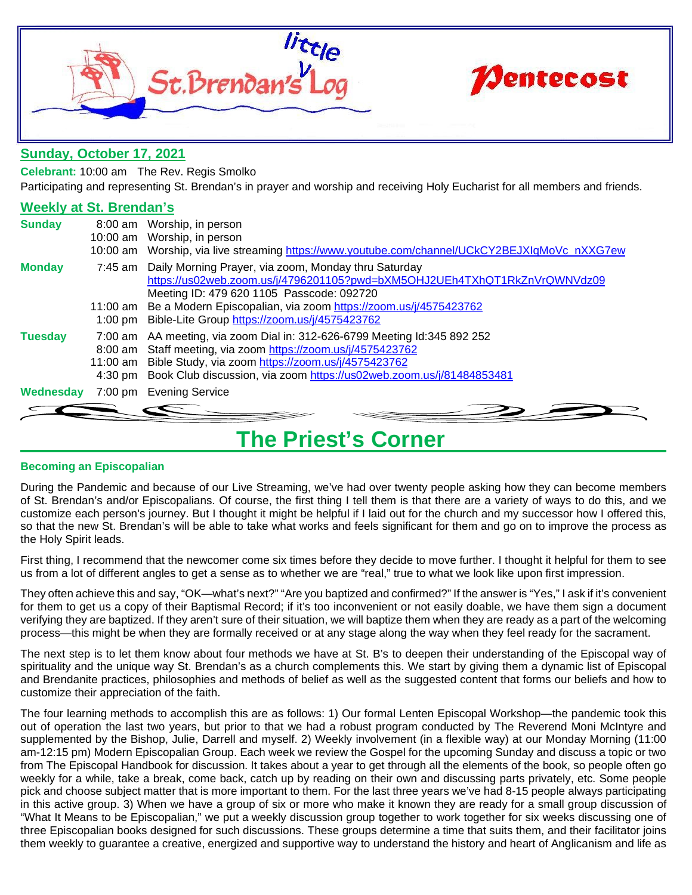# little St. Brendan's Log

# Pentecost

## Sunday, October 17, 2021

**Celebrant:** 10:00 am The Rev. Regis Smolko

Participating and representing St. Brendan's in prayer and worship and receiving Holy Eucharist for all members and friends.

## Weekly at St. Brendan's

| | | |
|---|---|---|
| **Sunday** | 8:00 am | Worship, in person |
| | 10:00 am | Worship, in person |
| | 10:00 am | Worship, via live streaming https://www.youtube.com/channel/UCkCY2BEJXIqMoVc_nXXG7ew |
| **Monday** | 7:45 am | Daily Morning Prayer, via zoom, Monday thru Saturday https://us02web.zoom.us/j/4796201105?pwd=bXM5OHJ2UEh4TXhQT1RkZnVrQWNVdz09 Meeting ID: 479 620 1105 Passcode: 092720 |
| | 11:00 am | Be a Modern Episcopalian, via zoom https://zoom.us/j/4575423762 |
| | 1:00 pm | Bible-Lite Group https://zoom.us/j/4575423762 |
| **Tuesday** | 7:00 am | AA meeting, via zoom Dial in: 312-626-6799 Meeting Id:345 892 252 |
| | 8:00 am | Staff meeting, via zoom https://zoom.us/j/4575423762 |
| | 11:00 am | Bible Study, via zoom https://zoom.us/j/4575423762 |
| | 4:30 pm | Book Club discussion, via zoom https://us02web.zoom.us/j/81484853481 |
| **Wednesday** | 7:00 pm | Evening Service |

# The Priest's Corner

### Becoming an Episcopalian

During the Pandemic and because of our Live Streaming, we've had over twenty people asking how they can become members of St. Brendan's and/or Episcopalians. Of course, the first thing I tell them is that there are a variety of ways to do this, and we customize each person's journey. But I thought it might be helpful if I laid out for the church and my successor how I offered this, so that the new St. Brendan's will be able to take what works and feels significant for them and go on to improve the process as the Holy Spirit leads.

First thing, I recommend that the newcomer come six times before they decide to move further. I thought it helpful for them to see us from a lot of different angles to get a sense as to whether we are "real," true to what we look like upon first impression.

They often achieve this and say, "OK—what's next?" "Are you baptized and confirmed?" If the answer is "Yes," I ask if it's convenient for them to get us a copy of their Baptismal Record; if it's too inconvenient or not easily doable, we have them sign a document verifying they are baptized. If they aren't sure of their situation, we will baptize them when they are ready as a part of the welcoming process—this might be when they are formally received or at any stage along the way when they feel ready for the sacrament.

The next step is to let them know about four methods we have at St. B's to deepen their understanding of the Episcopal way of spirituality and the unique way St. Brendan's as a church complements this. We start by giving them a dynamic list of Episcopal and Brendanite practices, philosophies and methods of belief as well as the suggested content that forms our beliefs and how to customize their appreciation of the faith.

The four learning methods to accomplish this are as follows: 1) Our formal Lenten Episcopal Workshop—the pandemic took this out of operation the last two years, but prior to that we had a robust program conducted by The Reverend Moni McIntyre and supplemented by the Bishop, Julie, Darrell and myself. 2) Weekly involvement (in a flexible way) at our Monday Morning (11:00 am-12:15 pm) Modern Episcopalian Group. Each week we review the Gospel for the upcoming Sunday and discuss a topic or two from The Episcopal Handbook for discussion. It takes about a year to get through all the elements of the book, so people often go weekly for a while, take a break, come back, catch up by reading on their own and discussing parts privately, etc. Some people pick and choose subject matter that is more important to them. For the last three years we've had 8-15 people always participating in this active group. 3) When we have a group of six or more who make it known they are ready for a small group discussion of "What It Means to be Episcopalian," we put a weekly discussion group together to work together for six weeks discussing one of three Episcopalian books designed for such discussions. These groups determine a time that suits them, and their facilitator joins them weekly to guarantee a creative, energized and supportive way to understand the history and heart of Anglicanism and life as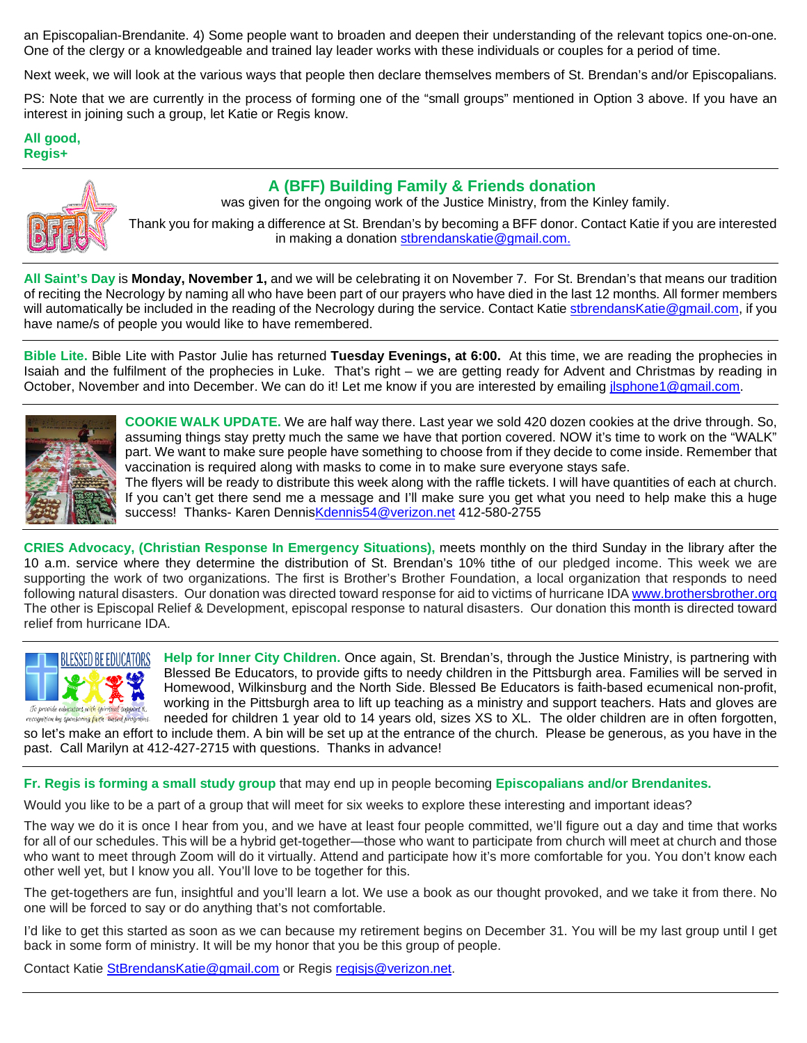an Episcopalian-Brendanite. 4) Some people want to broaden and deepen their understanding of the relevant topics one-on-one. One of the clergy or a knowledgeable and trained lay leader works with these individuals or couples for a period of time.

Next week, we will look at the various ways that people then declare themselves members of St. Brendan's and/or Episcopalians.

PS: Note that we are currently in the process of forming one of the "small groups" mentioned in Option 3 above. If you have an interest in joining such a group, let Katie or Regis know.

**All good,**
**Regis+**

---

## A (BFF) Building Family & Friends donation

was given for the ongoing work of the Justice Ministry, from the Kinley family.

Thank you for making a difference at St. Brendan's by becoming a BFF donor. Contact Katie if you are interested in making a donation stbrendanskatie@gmail.com.

---

**All Saint's Day** is **Monday, November 1,** and we will be celebrating it on November 7. For St. Brendan's that means our tradition of reciting the Necrology by naming all who have been part of our prayers who have died in the last 12 months. All former members will automatically be included in the reading of the Necrology during the service. Contact Katie stbrendansKatie@gmail.com, if you have name/s of people you would like to have remembered.

---

**Bible Lite.** Bible Lite with Pastor Julie has returned **Tuesday Evenings, at 6:00.** At this time, we are reading the prophecies in Isaiah and the fulfilment of the prophecies in Luke. That's right – we are getting ready for Advent and Christmas by reading in October, November and into December. We can do it! Let me know if you are interested by emailing jlsphone1@gmail.com.

---

**COOKIE WALK UPDATE.** We are half way there. Last year we sold 420 dozen cookies at the drive through. So, assuming things stay pretty much the same we have that portion covered. NOW it's time to work on the "WALK" part. We want to make sure people have something to choose from if they decide to come inside. Remember that vaccination is required along with masks to come in to make sure everyone stays safe.
The flyers will be ready to distribute this week along with the raffle tickets. I will have quantities of each at church. If you can't get there send me a message and I'll make sure you get what you need to help make this a huge success! Thanks- Karen DennisKdennis54@verizon.net 412-580-2755

---

**CRIES Advocacy, (Christian Response In Emergency Situations),** meets monthly on the third Sunday in the library after the 10 a.m. service where they determine the distribution of St. Brendan's 10% tithe of our pledged income. This week we are supporting the work of two organizations. The first is Brother's Brother Foundation, a local organization that responds to need following natural disasters. Our donation was directed toward response for aid to victims of hurricane IDA www.brothersbrother.org The other is Episcopal Relief & Development, episcopal response to natural disasters. Our donation this month is directed toward relief from hurricane IDA.

---

**Help for Inner City Children.** Once again, St. Brendan's, through the Justice Ministry, is partnering with Blessed Be Educators, to provide gifts to needy children in the Pittsburgh area. Families will be served in Homewood, Wilkinsburg and the North Side. Blessed Be Educators is faith-based ecumenical non-profit, working in the Pittsburgh area to lift up teaching as a ministry and support teachers. Hats and gloves are needed for children 1 year old to 14 years old, sizes XS to XL. The older children are in often forgotten, so let's make an effort to include them. A bin will be set up at the entrance of the church. Please be generous, as you have in the past. Call Marilyn at 412-427-2715 with questions. Thanks in advance!

---

**Fr. Regis is forming a small study group** that may end up in people becoming **Episcopalians and/or Brendanites.**

Would you like to be a part of a group that will meet for six weeks to explore these interesting and important ideas?

The way we do it is once I hear from you, and we have at least four people committed, we'll figure out a day and time that works for all of our schedules. This will be a hybrid get-together—those who want to participate from church will meet at church and those who want to meet through Zoom will do it virtually. Attend and participate how it's more comfortable for you. You don't know each other well yet, but I know you all. You'll love to be together for this.

The get-togethers are fun, insightful and you'll learn a lot. We use a book as our thought provoked, and we take it from there. No one will be forced to say or do anything that's not comfortable.

I'd like to get this started as soon as we can because my retirement begins on December 31. You will be my last group until I get back in some form of ministry. It will be my honor that you be this group of people.

Contact Katie StBrendansKatie@gmail.com or Regis regisjs@verizon.net.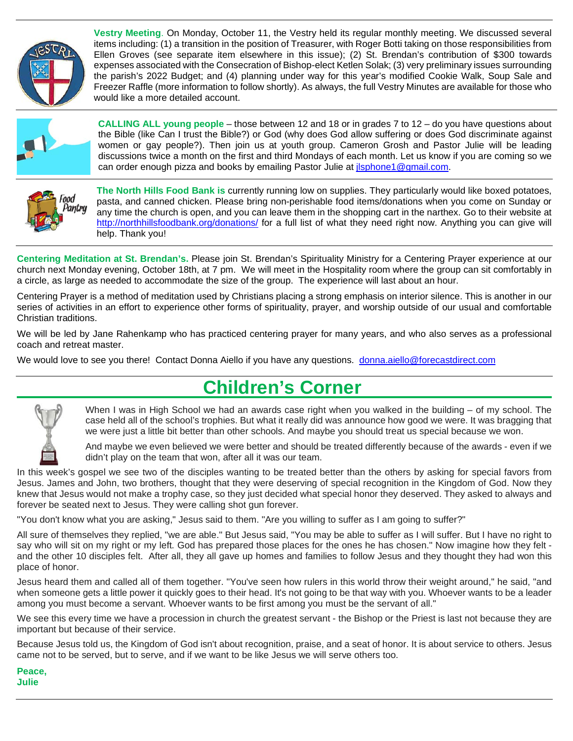**Vestry Meeting**. On Monday, October 11, the Vestry held its regular monthly meeting. We discussed several items including: (1) a transition in the position of Treasurer, with Roger Botti taking on those responsibilities from Ellen Groves (see separate item elsewhere in this issue); (2) St. Brendan's contribution of $300 towards expenses associated with the Consecration of Bishop-elect Ketlen Solak; (3) very preliminary issues surrounding the parish's 2022 Budget; and (4) planning under way for this year's modified Cookie Walk, Soup Sale and Freezer Raffle (more information to follow shortly). As always, the full Vestry Minutes are available for those who would like a more detailed account.

---

**CALLING ALL young people** – those between 12 and 18 or in grades 7 to 12 – do you have questions about the Bible (like Can I trust the Bible?) or God (why does God allow suffering or does God discriminate against women or gay people?). Then join us at youth group. Cameron Grosh and Pastor Julie will be leading discussions twice a month on the first and third Mondays of each month. Let us know if you are coming so we can order enough pizza and books by emailing Pastor Julie at jlsphone1@gmail.com.

---

**The North Hills Food Bank is** currently running low on supplies. They particularly would like boxed potatoes, pasta, and canned chicken. Please bring non-perishable food items/donations when you come on Sunday or any time the church is open, and you can leave them in the shopping cart in the narthex. Go to their website at http://northhillsfoodbank.org/donations/ for a full list of what they need right now. Anything you can give will help. Thank you!

---

**Centering Meditation at St. Brendan's.** Please join St. Brendan's Spirituality Ministry for a Centering Prayer experience at our church next Monday evening, October 18th, at 7 pm. We will meet in the Hospitality room where the group can sit comfortably in a circle, as large as needed to accommodate the size of the group. The experience will last about an hour.

Centering Prayer is a method of meditation used by Christians placing a strong emphasis on interior silence. This is another in our series of activities in an effort to experience other forms of spirituality, prayer, and worship outside of our usual and comfortable Christian traditions.

We will be led by Jane Rahenkamp who has practiced centering prayer for many years, and who also serves as a professional coach and retreat master.

We would love to see you there! Contact Donna Aiello if you have any questions. donna.aiello@forecastdirect.com

---

# Children's Corner

When I was in High School we had an awards case right when you walked in the building – of my school. The case held all of the school's trophies. But what it really did was announce how good we were. It was bragging that we were just a little bit better than other schools. And maybe you should treat us special because we won.

And maybe we even believed we were better and should be treated differently because of the awards - even if we didn't play on the team that won, after all it was our team.

In this week's gospel we see two of the disciples wanting to be treated better than the others by asking for special favors from Jesus. James and John, two brothers, thought that they were deserving of special recognition in the Kingdom of God. Now they knew that Jesus would not make a trophy case, so they just decided what special honor they deserved. They asked to always and forever be seated next to Jesus. They were calling shot gun forever.

"You don't know what you are asking," Jesus said to them. "Are you willing to suffer as I am going to suffer?"

All sure of themselves they replied, "we are able." But Jesus said, "You may be able to suffer as I will suffer. But I have no right to say who will sit on my right or my left. God has prepared those places for the ones he has chosen." Now imagine how they felt - and the other 10 disciples felt. After all, they all gave up homes and families to follow Jesus and they thought they had won this place of honor.

Jesus heard them and called all of them together. "You've seen how rulers in this world throw their weight around," he said, "and when someone gets a little power it quickly goes to their head. It's not going to be that way with you. Whoever wants to be a leader among you must become a servant. Whoever wants to be first among you must be the servant of all."

We see this every time we have a procession in church the greatest servant - the Bishop or the Priest is last not because they are important but because of their service.

Because Jesus told us, the Kingdom of God isn't about recognition, praise, and a seat of honor. It is about service to others. Jesus came not to be served, but to serve, and if we want to be like Jesus we will serve others too.

**Peace,**
**Julie**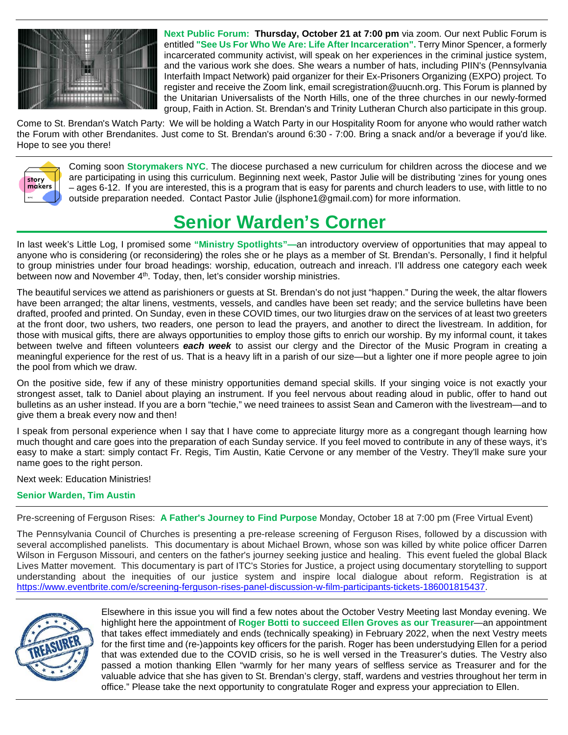**Next Public Forum: Thursday, October 21 at 7:00 pm** via zoom. Our next Public Forum is entitled **"See Us For Who We Are: Life After Incarceration".** Terry Minor Spencer, a formerly incarcerated community activist, will speak on her experiences in the criminal justice system, and the various work she does. She wears a number of hats, including PIIN's (Pennsylvania Interfaith Impact Network) paid organizer for their Ex-Prisoners Organizing (EXPO) project. To register and receive the Zoom link, email scregistration@uucnh.org. This Forum is planned by the Unitarian Universalists of the North Hills, one of the three churches in our newly-formed group, Faith in Action. St. Brendan's and Trinity Lutheran Church also participate in this group.

Come to St. Brendan's Watch Party: We will be holding a Watch Party in our Hospitality Room for anyone who would rather watch the Forum with other Brendanites. Just come to St. Brendan's around 6:30 - 7:00. Bring a snack and/or a beverage if you'd like. Hope to see you there!

---

Coming soon **Storymakers NYC**. The diocese purchased a new curriculum for children across the diocese and we are participating in using this curriculum. Beginning next week, Pastor Julie will be distributing 'zines for young ones – ages 6-12. If you are interested, this is a program that is easy for parents and church leaders to use, with little to no outside preparation needed. Contact Pastor Julie (jlsphone1@gmail.com) for more information.

# Senior Warden's Corner

In last week's Little Log, I promised some **"Ministry Spotlights"**—an introductory overview of opportunities that may appeal to anyone who is considering (or reconsidering) the roles she or he plays as a member of St. Brendan's. Personally, I find it helpful to group ministries under four broad headings: worship, education, outreach and inreach. I'll address one category each week between now and November 4th. Today, then, let's consider worship ministries.

The beautiful services we attend as parishioners or guests at St. Brendan's do not just "happen." During the week, the altar flowers have been arranged; the altar linens, vestments, vessels, and candles have been set ready; and the service bulletins have been drafted, proofed and printed. On Sunday, even in these COVID times, our two liturgies draw on the services of at least two greeters at the front door, two ushers, two readers, one person to lead the prayers, and another to direct the livestream. In addition, for those with musical gifts, there are always opportunities to employ those gifts to enrich our worship. By my informal count, it takes between twelve and fifteen volunteers ***each week*** to assist our clergy and the Director of the Music Program in creating a meaningful experience for the rest of us. That is a heavy lift in a parish of our size—but a lighter one if more people agree to join the pool from which we draw.

On the positive side, few if any of these ministry opportunities demand special skills. If your singing voice is not exactly your strongest asset, talk to Daniel about playing an instrument. If you feel nervous about reading aloud in public, offer to hand out bulletins as an usher instead. If you are a born "techie," we need trainees to assist Sean and Cameron with the livestream—and to give them a break every now and then!

I speak from personal experience when I say that I have come to appreciate liturgy more as a congregant though learning how much thought and care goes into the preparation of each Sunday service. If you feel moved to contribute in any of these ways, it's easy to make a start: simply contact Fr. Regis, Tim Austin, Katie Cervone or any member of the Vestry. They'll make sure your name goes to the right person.

Next week: Education Ministries!

**Senior Warden, Tim Austin**

---

Pre-screening of Ferguson Rises: **A Father's Journey to Find Purpose** Monday, October 18 at 7:00 pm (Free Virtual Event)

The Pennsylvania Council of Churches is presenting a pre-release screening of Ferguson Rises, followed by a discussion with several accomplished panelists. This documentary is about Michael Brown, whose son was killed by white police officer Darren Wilson in Ferguson Missouri, and centers on the father's journey seeking justice and healing. This event fueled the global Black Lives Matter movement. This documentary is part of ITC's Stories for Justice, a project using documentary storytelling to support understanding about the inequities of our justice system and inspire local dialogue about reform. Registration is at https://www.eventbrite.com/e/screening-ferguson-rises-panel-discussion-w-film-participants-tickets-186001815437.

---

Elsewhere in this issue you will find a few notes about the October Vestry Meeting last Monday evening. We highlight here the appointment of **Roger Botti to succeed Ellen Groves as our Treasurer**—an appointment that takes effect immediately and ends (technically speaking) in February 2022, when the next Vestry meets for the first time and (re-)appoints key officers for the parish. Roger has been understudying Ellen for a period that was extended due to the COVID crisis, so he is well versed in the Treasurer's duties. The Vestry also passed a motion thanking Ellen "warmly for her many years of selfless service as Treasurer and for the valuable advice that she has given to St. Brendan's clergy, staff, wardens and vestries throughout her term in office." Please take the next opportunity to congratulate Roger and express your appreciation to Ellen.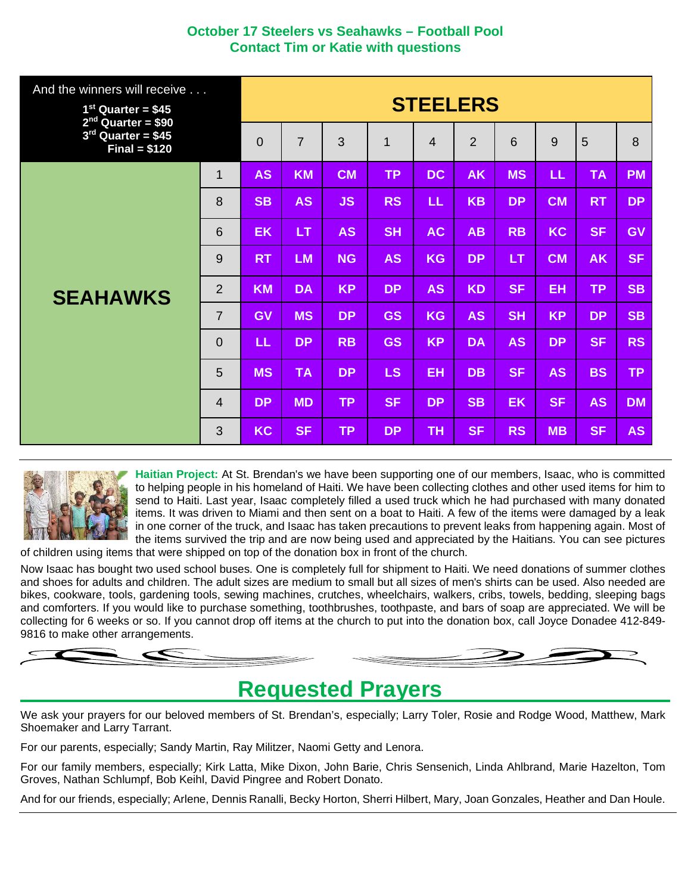**October 17 Steelers vs Seahawks – Football Pool**
**Contact Tim or Katie with questions**

| And the winners will receive . . . 1st Quarter = $45, 2nd Quarter = $90, 3rd Quarter = $45, Final = $120 | | STEELERS | | | | | | | | | |
|---|---|---|---|---|---|---|---|---|---|---|---|
| | | 0 | 7 | 3 | 1 | 4 | 2 | 6 | 9 | 5 | 8 |
| SEAHAWKS | 1 | AS | KM | CM | TP | DC | AK | MS | LL | TA | PM |
| | 8 | SB | AS | JS | RS | LL | KB | DP | CM | RT | DP |
| | 6 | EK | LT | AS | SH | AC | AB | RB | KC | SF | GV |
| | 9 | RT | LM | NG | AS | KG | DP | LT | CM | AK | SF |
| | 2 | KM | DA | KP | DP | AS | KD | SF | EH | TP | SB |
| | 7 | GV | MS | DP | GS | KG | AS | SH | KP | DP | SB |
| | 0 | LL | DP | RB | GS | KP | DA | AS | DP | SF | RS |
| | 5 | MS | TA | DP | LS | EH | DB | SF | AS | BS | TP |
| | 4 | DP | MD | TP | SF | DP | SB | EK | SF | AS | DM |
| | 3 | KC | SF | TP | DP | TH | SF | RS | MB | SF | AS |

**Haitian Project:** At St. Brendan's we have been supporting one of our members, Isaac, who is committed to helping people in his homeland of Haiti. We have been collecting clothes and other used items for him to send to Haiti. Last year, Isaac completely filled a used truck which he had purchased with many donated items. It was driven to Miami and then sent on a boat to Haiti. A few of the items were damaged by a leak in one corner of the truck, and Isaac has taken precautions to prevent leaks from happening again. Most of the items survived the trip and are now being used and appreciated by the Haitians. You can see pictures of children using items that were shipped on top of the donation box in front of the church.

Now Isaac has bought two used school buses. One is completely full for shipment to Haiti. We need donations of summer clothes and shoes for adults and children. The adult sizes are medium to small but all sizes of men's shirts can be used. Also needed are bikes, cookware, tools, gardening tools, sewing machines, crutches, wheelchairs, walkers, cribs, towels, bedding, sleeping bags and comforters. If you would like to purchase something, toothbrushes, toothpaste, and bars of soap are appreciated. We will be collecting for 6 weeks or so. If you cannot drop off items at the church to put into the donation box, call Joyce Donadee 412-849-9816 to make other arrangements.

# Requested Prayers

We ask your prayers for our beloved members of St. Brendan's, especially; Larry Toler, Rosie and Rodge Wood, Matthew, Mark Shoemaker and Larry Tarrant.

For our parents, especially; Sandy Martin, Ray Militzer, Naomi Getty and Lenora.

For our family members, especially; Kirk Latta, Mike Dixon, John Barie, Chris Sensenich, Linda Ahlbrand, Marie Hazelton, Tom Groves, Nathan Schlumpf, Bob Keihl, David Pingree and Robert Donato.

And for our friends, especially; Arlene, Dennis Ranalli, Becky Horton, Sherri Hilbert, Mary, Joan Gonzales, Heather and Dan Houle.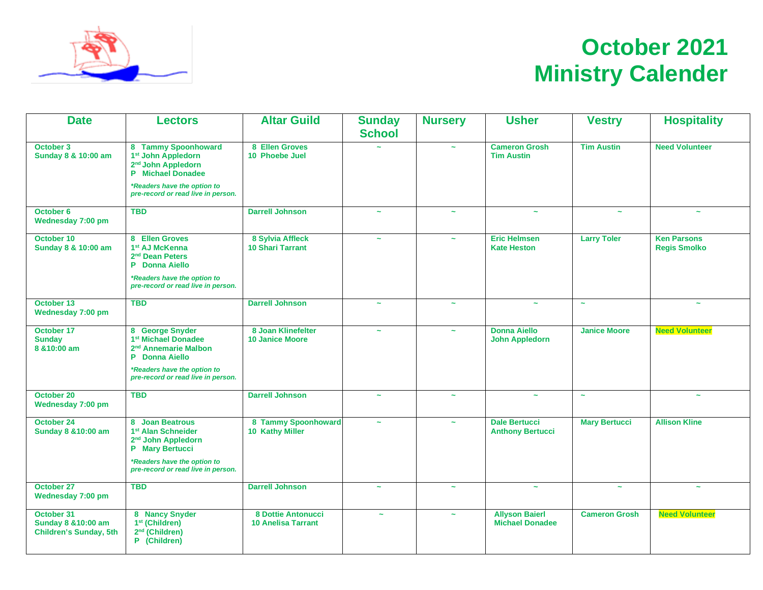# October 2021 Ministry Calender

| Date | Lectors | Altar Guild | Sunday School | Nursery | Usher | Vestry | Hospitality |
|---|---|---|---|---|---|---|---|
| **October 3**<br>**Sunday 8 & 10:00 am** | **8 Tammy Spoonhoward**<br>**1st John Appledorn**<br>**2nd John Appledorn**<br>**P Michael Donadee**<br>*\*Readers have the option to pre-record or read live in person.* | **8 Ellen Groves**<br>**10 Phoebe Juel** | ~ | ~ | **Cameron Grosh**<br>**Tim Austin** | **Tim Austin** | **Need Volunteer** |
| **October 6**<br>**Wednesday 7:00 pm** | **TBD** | **Darrell Johnson** | ~ | ~ | ~ | ~ | ~ |
| **October 10**<br>**Sunday 8 & 10:00 am** | **8 Ellen Groves**<br>**1st AJ McKenna**<br>**2nd Dean Peters**<br>**P Donna Aiello**<br>*\*Readers have the option to pre-record or read live in person.* | **8 Sylvia Affleck**<br>**10 Shari Tarrant** | ~ | ~ | **Eric Helmsen**<br>**Kate Heston** | **Larry Toler** | **Ken Parsons**<br>**Regis Smolko** |
| **October 13**<br>**Wednesday 7:00 pm** | **TBD** | **Darrell Johnson** | ~ | ~ | ~ | ~ | ~ |
| **October 17**<br>**Sunday**<br>**8 &10:00 am** | **8 George Snyder**<br>**1st Michael Donadee**<br>**2nd Annemarie Malbon**<br>**P Donna Aiello**<br>*\*Readers have the option to pre-record or read live in person.* | **8 Joan Klinefelter**<br>**10 Janice Moore** | ~ | ~ | **Donna Aiello**<br>**John Appledorn** | **Janice Moore** | **Need Volunteer** |
| **October 20**<br>**Wednesday 7:00 pm** | **TBD** | **Darrell Johnson** | ~ | ~ | ~ | ~ | ~ |
| **October 24**<br>**Sunday 8 &10:00 am** | **8 Joan Beatrous**<br>**1st Alan Schneider**<br>**2nd John Appledorn**<br>**P Mary Bertucci**<br>*\*Readers have the option to pre-record or read live in person.* | **8 Tammy Spoonhoward**<br>**10 Kathy Miller** | ~ | ~ | **Dale Bertucci**<br>**Anthony Bertucci** | **Mary Bertucci** | **Allison Kline** |
| **October 27**<br>**Wednesday 7:00 pm** | **TBD** | **Darrell Johnson** | ~ | ~ | ~ | ~ | ~ |
| **October 31**<br>**Sunday 8 &10:00 am**<br>**Children's Sunday, 5th** | **8 Nancy Snyder**<br>**1st (Children)**<br>**2nd (Children)**<br>**P (Children)** | **8 Dottie Antonucci**<br>**10 Anelisa Tarrant** | ~ | ~ | **Allyson Baierl**<br>**Michael Donadee** | **Cameron Grosh** | **Need Volunteer** |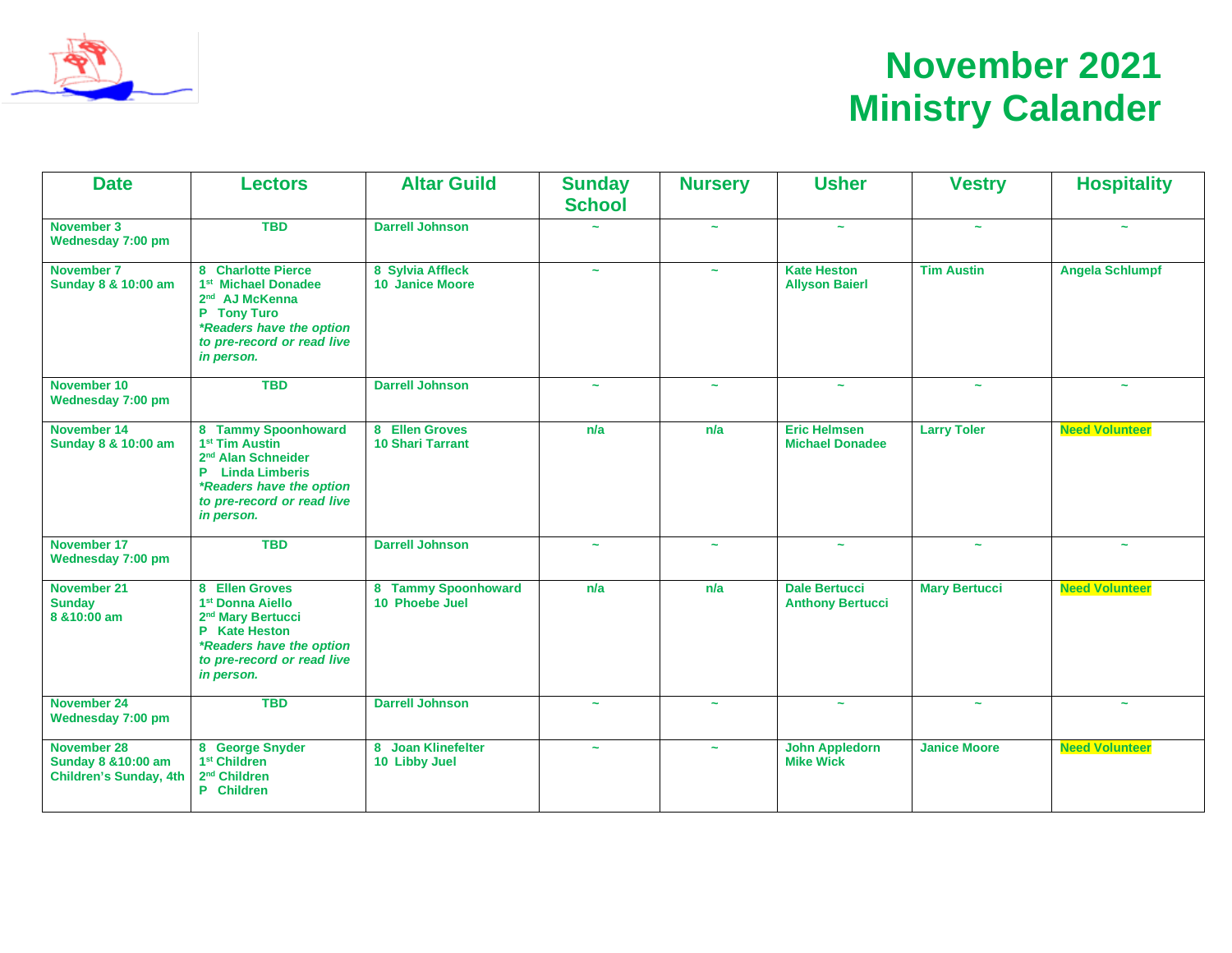# November 2021 Ministry Calander

| Date | Lectors | Altar Guild | Sunday School | Nursery | Usher | Vestry | Hospitality |
|---|---|---|---|---|---|---|---|
| November 3<br>Wednesday 7:00 pm | TBD | Darrell Johnson | ~ | ~ | ~ | ~ | ~ |
| November 7<br>Sunday 8 & 10:00 am | 8 Charlotte Pierce<br>1st Michael Donadee<br>2nd AJ McKenna<br>P Tony Turo<br>*\*Readers have the option to pre-record or read live in person.* | 8 Sylvia Affleck<br>10 Janice Moore | ~ | ~ | Kate Heston<br>Allyson Baierl | Tim Austin | Angela Schlumpf |
| November 10<br>Wednesday 7:00 pm | TBD | Darrell Johnson | ~ | ~ | ~ | ~ | ~ |
| November 14<br>Sunday 8 & 10:00 am | 8 Tammy Spoonhoward<br>1st Tim Austin<br>2nd Alan Schneider<br>P Linda Limberis<br>*\*Readers have the option to pre-record or read live in person.* | 8 Ellen Groves<br>10 Shari Tarrant | n/a | n/a | Eric Helmsen<br>Michael Donadee | Larry Toler | Need Volunteer |
| November 17<br>Wednesday 7:00 pm | TBD | Darrell Johnson | ~ | ~ | ~ | ~ | ~ |
| November 21<br>Sunday<br>8 &10:00 am | 8 Ellen Groves<br>1st Donna Aiello<br>2nd Mary Bertucci<br>P Kate Heston<br>*\*Readers have the option to pre-record or read live in person.* | 8 Tammy Spoonhoward<br>10 Phoebe Juel | n/a | n/a | Dale Bertucci<br>Anthony Bertucci | Mary Bertucci | Need Volunteer |
| November 24<br>Wednesday 7:00 pm | TBD | Darrell Johnson | ~ | ~ | ~ | ~ | ~ |
| November 28<br>Sunday 8 &10:00 am<br>Children's Sunday, 4th | 8 George Snyder<br>1st Children<br>2nd Children<br>P Children | 8 Joan Klinefelter<br>10 Libby Juel | ~ | ~ | John Appledorn<br>Mike Wick | Janice Moore | Need Volunteer |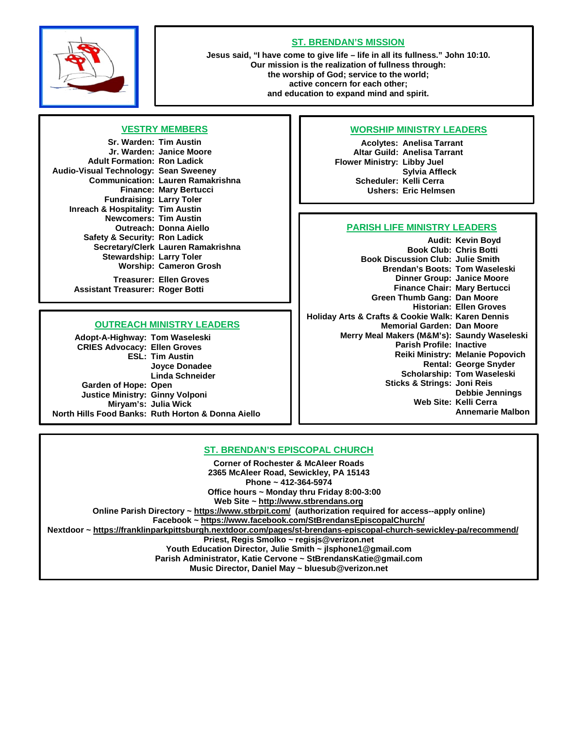## ST. BRENDAN'S MISSION

**Jesus said, "I have come to give life – life in all its fullness." John 10:10.**
**Our mission is the realization of fullness through:**
**the worship of God; service to the world;**
**active concern for each other;**
**and education to expand mind and spirit.**

## VESTRY MEMBERS

**Sr. Warden:** Tim Austin
**Jr. Warden:** Janice Moore
**Adult Formation:** Ron Ladick
**Audio-Visual Technology:** Sean Sweeney
**Communication:** Lauren Ramakrishna
**Finance:** Mary Bertucci
**Fundraising:** Larry Toler
**Inreach & Hospitality:** Tim Austin
**Newcomers:** Tim Austin
**Outreach:** Donna Aiello
**Safety & Security:** Ron Ladick
**Secretary/Clerk** Lauren Ramakrishna
**Stewardship:** Larry Toler
**Worship:** Cameron Grosh

**Treasurer:** Ellen Groves
**Assistant Treasurer:** Roger Botti

## OUTREACH MINISTRY LEADERS

**Adopt-A-Highway:** Tom Waseleski
**CRIES Advocacy:** Ellen Groves
**ESL:** Tim Austin
Joyce Donadee
Linda Schneider
**Garden of Hope:** Open
**Justice Ministry:** Ginny Volponi
**Miryam's:** Julia Wick
**North Hills Food Banks:** Ruth Horton & Donna Aiello

## WORSHIP MINISTRY LEADERS

**Acolytes:** Anelisa Tarrant
**Altar Guild:** Anelisa Tarrant
**Flower Ministry:** Libby Juel
Sylvia Affleck
**Scheduler:** Kelli Cerra
**Ushers:** Eric Helmsen

## PARISH LIFE MINISTRY LEADERS

**Audit:** Kevin Boyd
**Book Club:** Chris Botti
**Book Discussion Club:** Julie Smith
**Brendan's Boots:** Tom Waseleski
**Dinner Group:** Janice Moore
**Finance Chair:** Mary Bertucci
**Green Thumb Gang:** Dan Moore
**Historian:** Ellen Groves
**Holiday Arts & Crafts & Cookie Walk:** Karen Dennis
**Memorial Garden:** Dan Moore
**Merry Meal Makers (M&M's):** Saundy Waseleski
**Parish Profile:** Inactive
**Reiki Ministry:** Melanie Popovich
**Rental:** George Snyder
**Scholarship:** Tom Waseleski
**Sticks & Strings:** Joni Reis
Debbie Jennings
**Web Site:** Kelli Cerra
Annemarie Malbon

## ST. BRENDAN'S EPISCOPAL CHURCH

Corner of Rochester & McAleer Roads
2365 McAleer Road, Sewickley, PA 15143
Phone ~ 412-364-5974
Office hours ~ Monday thru Friday 8:00-3:00
Web Site ~ http://www.stbrendans.org
Online Parish Directory ~ https://www.stbrpit.com/ (authorization required for access--apply online)
Facebook ~ https://www.facebook.com/StBrendansEpiscopalChurch/
Nextdoor ~ https://franklinparkpittsburgh.nextdoor.com/pages/st-brendans-episcopal-church-sewickley-pa/recommend/
Priest, Regis Smolko ~ regisjs@verizon.net
Youth Education Director, Julie Smith ~ jlsphone1@gmail.com
Parish Administrator, Katie Cervone ~ StBrendansKatie@gmail.com
Music Director, Daniel May ~ bluesub@verizon.net